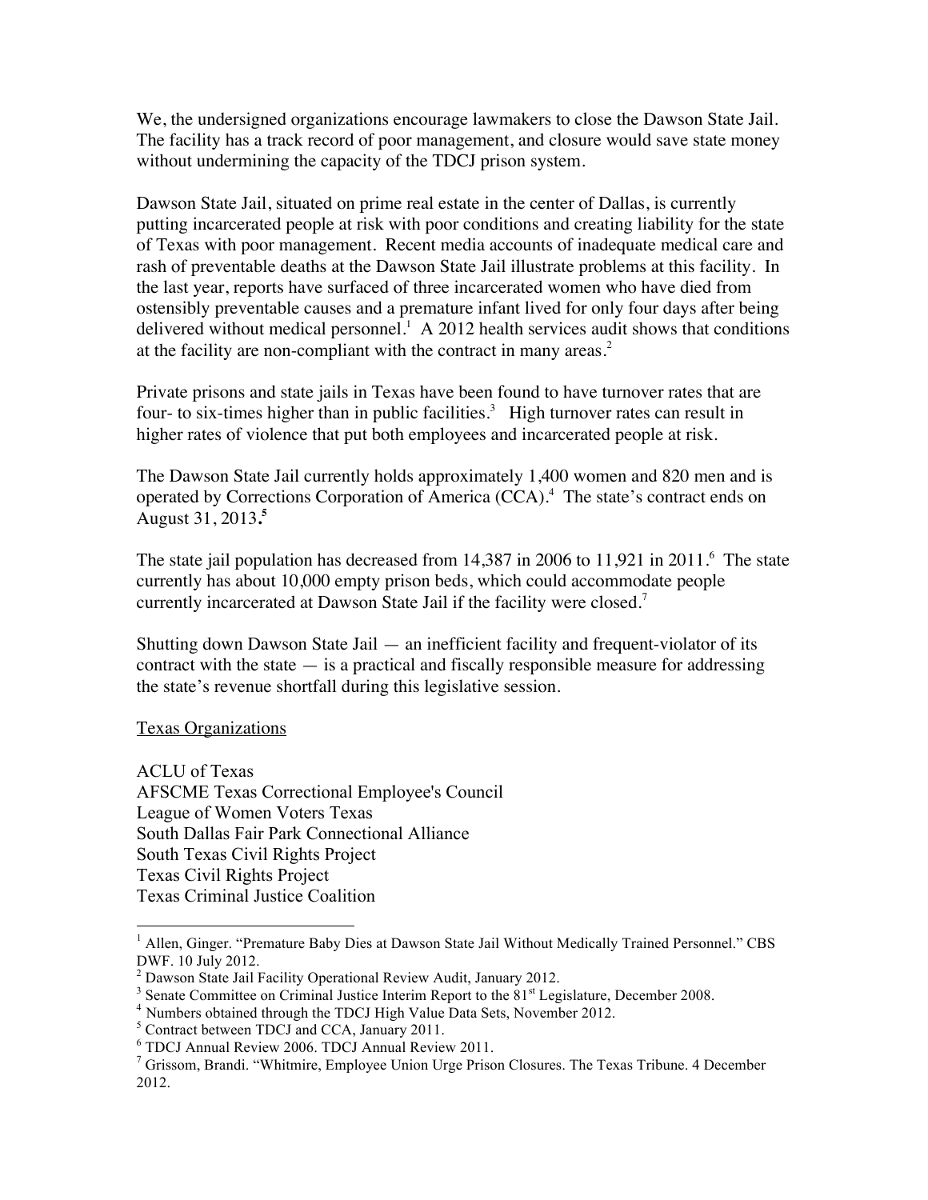We, the undersigned organizations encourage lawmakers to close the Dawson State Jail. The facility has a track record of poor management, and closure would save state money without undermining the capacity of the TDCJ prison system.

Dawson State Jail, situated on prime real estate in the center of Dallas, is currently putting incarcerated people at risk with poor conditions and creating liability for the state of Texas with poor management. Recent media accounts of inadequate medical care and rash of preventable deaths at the Dawson State Jail illustrate problems at this facility. In the last year, reports have surfaced of three incarcerated women who have died from ostensibly preventable causes and a premature infant lived for only four days after being delivered without medical personnel.[1] A 2012 health services audit shows that conditions at the facility are non-compliant with the contract in many areas.[2]

Private prisons and state jails in Texas have been found to have turnover rates that are four- to six-times higher than in public facilities.[3] High turnover rates can result in higher rates of violence that put both employees and incarcerated people at risk.

The Dawson State Jail currently holds approximately 1,400 women and 820 men and is operated by Corrections Corporation of America (CCA).[4] The state's contract ends on August 31, 2013.**[5]**

The state jail population has decreased from 14,387 in 2006 to 11,921 in 2011.[6] The state currently has about 10,000 empty prison beds, which could accommodate people currently incarcerated at Dawson State Jail if the facility were closed.[7]

Shutting down Dawson State Jail — an inefficient facility and frequent-violator of its contract with the state — is a practical and fiscally responsible measure for addressing the state's revenue shortfall during this legislative session.

<u>Texas Organizations</u>

ACLU of Texas
AFSCME Texas Correctional Employee's Council
League of Women Voters Texas
South Dallas Fair Park Connectional Alliance
South Texas Civil Rights Project
Texas Civil Rights Project
Texas Criminal Justice Coalition

---

[1] Allen, Ginger. "Premature Baby Dies at Dawson State Jail Without Medically Trained Personnel." CBS DWF. 10 July 2012.

[2] Dawson State Jail Facility Operational Review Audit, January 2012.

[3] Senate Committee on Criminal Justice Interim Report to the 81st Legislature, December 2008.

[4] Numbers obtained through the TDCJ High Value Data Sets, November 2012.

[5] Contract between TDCJ and CCA, January 2011.

[6] TDCJ Annual Review 2006. TDCJ Annual Review 2011.

[7] Grissom, Brandi. "Whitmire, Employee Union Urge Prison Closures. The Texas Tribune. 4 December 2012.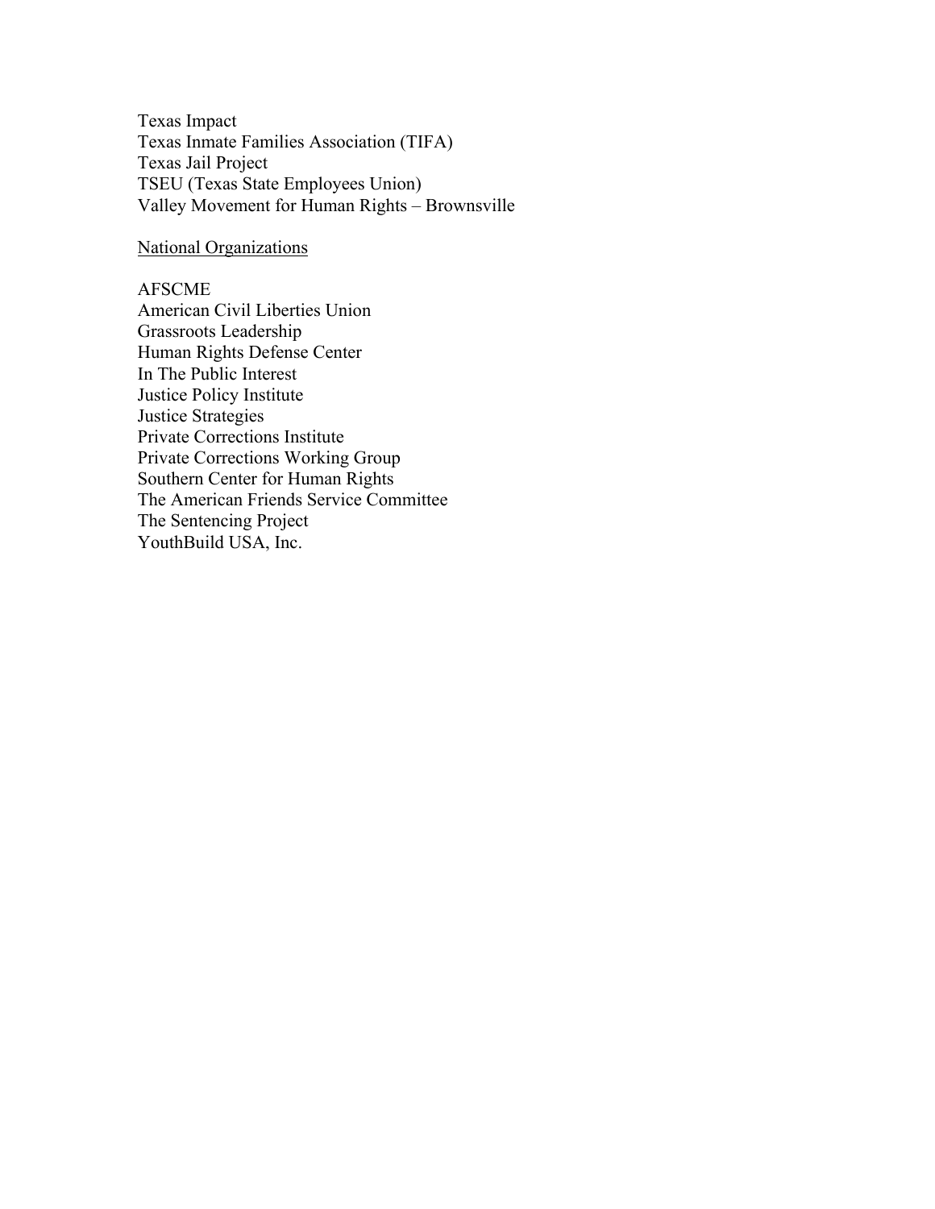Texas Impact
Texas Inmate Families Association (TIFA)
Texas Jail Project
TSEU (Texas State Employees Union)
Valley Movement for Human Rights – Brownsville

<u>National Organizations</u>

AFSCME
American Civil Liberties Union
Grassroots Leadership
Human Rights Defense Center
In The Public Interest
Justice Policy Institute
Justice Strategies
Private Corrections Institute
Private Corrections Working Group
Southern Center for Human Rights
The American Friends Service Committee
The Sentencing Project
YouthBuild USA, Inc.